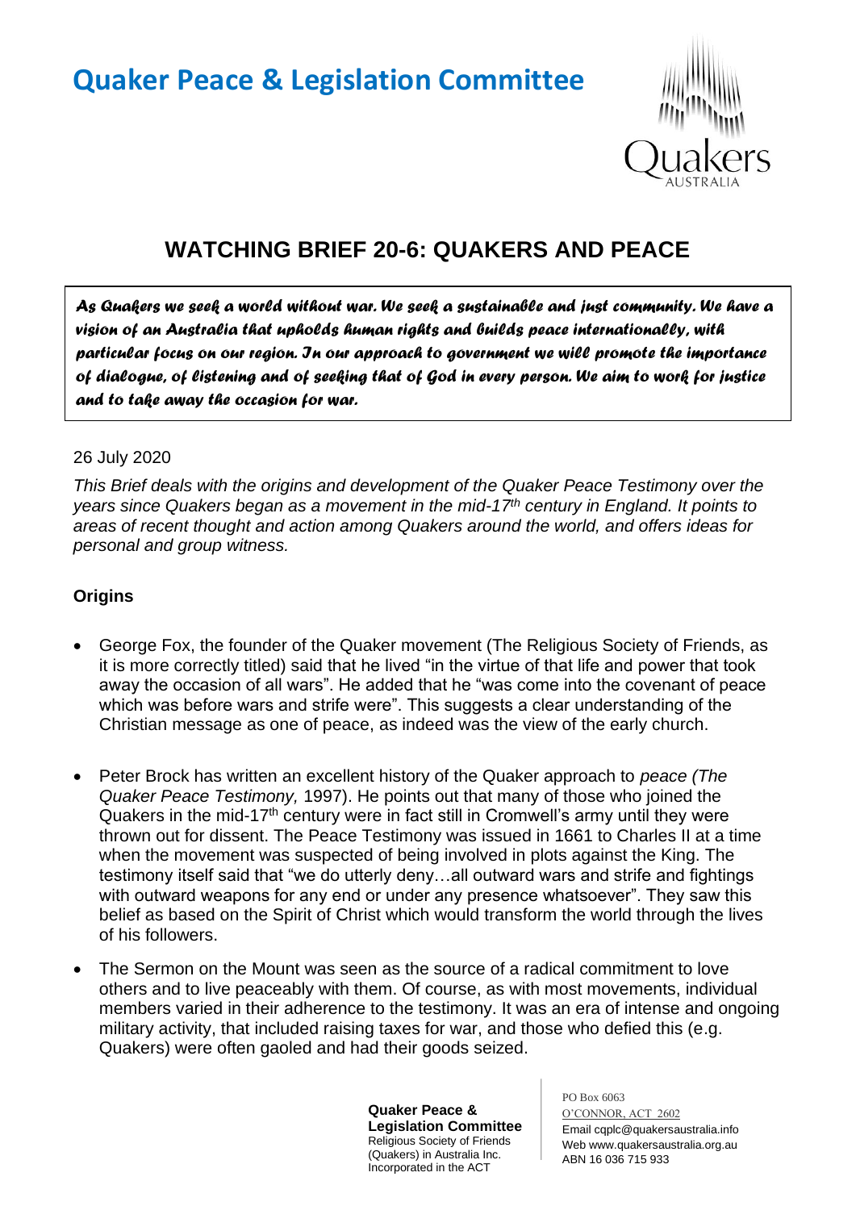# Quaker Peace & Legislation Committee

## WATCHING BRIEF 20-6: QUAKERS AND PEACE

> *As Quakers we seek a world without war. We seek a sustainable and just community. We have a vision of an Australia that upholds human rights and builds peace internationally, with particular focus on our region. In our approach to government we will promote the importance of dialogue, of listening and of seeking that of God in every person. We aim to work for justice and to take away the occasion for war.*

26 July 2020

*This Brief deals with the origins and development of the Quaker Peace Testimony over the years since Quakers began as a movement in the mid-17th century in England. It points to areas of recent thought and action among Quakers around the world, and offers ideas for personal and group witness.*

### Origins

- George Fox, the founder of the Quaker movement (The Religious Society of Friends, as it is more correctly titled) said that he lived "in the virtue of that life and power that took away the occasion of all wars". He added that he "was come into the covenant of peace which was before wars and strife were". This suggests a clear understanding of the Christian message as one of peace, as indeed was the view of the early church.

- Peter Brock has written an excellent history of the Quaker approach to *peace (The Quaker Peace Testimony,* 1997). He points out that many of those who joined the Quakers in the mid-17th century were in fact still in Cromwell's army until they were thrown out for dissent. The Peace Testimony was issued in 1661 to Charles II at a time when the movement was suspected of being involved in plots against the King. The testimony itself said that "we do utterly deny…all outward wars and strife and fightings with outward weapons for any end or under any presence whatsoever". They saw this belief as based on the Spirit of Christ which would transform the world through the lives of his followers.

- The Sermon on the Mount was seen as the source of a radical commitment to love others and to live peaceably with them. Of course, as with most movements, individual members varied in their adherence to the testimony. It was an era of intense and ongoing military activity, that included raising taxes for war, and those who defied this (e.g. Quakers) were often gaoled and had their goods seized.

**Quaker Peace & Legislation Committee**
Religious Society of Friends (Quakers) in Australia Inc.
Incorporated in the ACT

PO Box 6063
O'CONNOR, ACT 2602
Email cqplc@quakersaustralia.info
Web www.quakersaustralia.org.au
ABN 16 036 715 933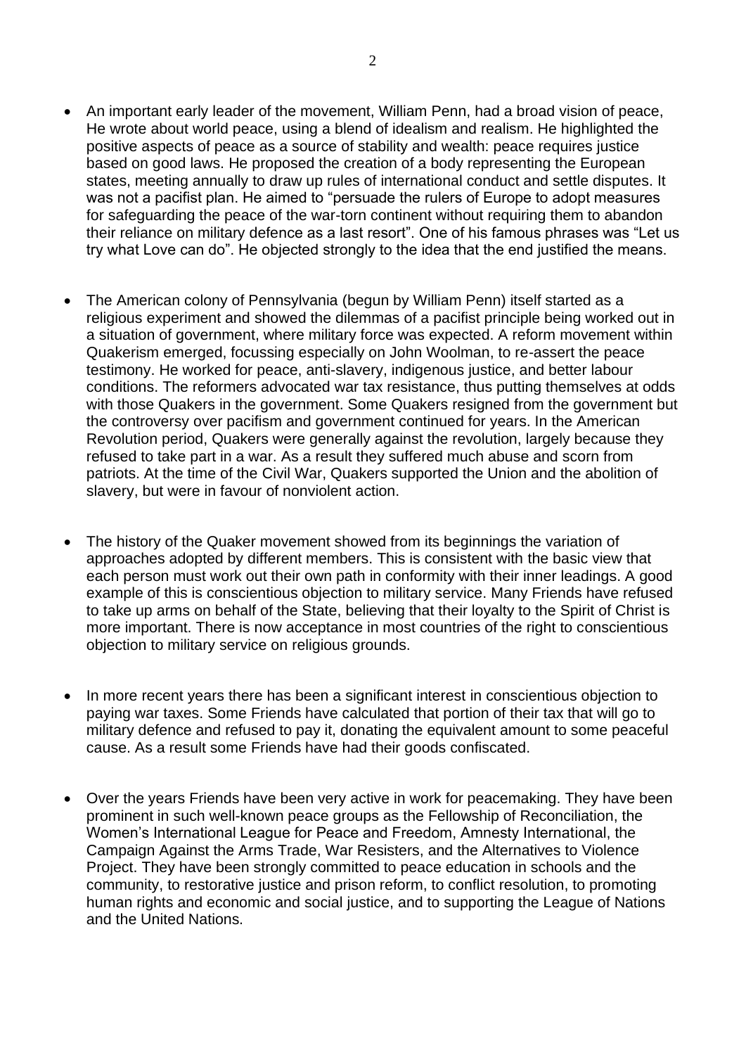- An important early leader of the movement, William Penn, had a broad vision of peace, He wrote about world peace, using a blend of idealism and realism. He highlighted the positive aspects of peace as a source of stability and wealth: peace requires justice based on good laws. He proposed the creation of a body representing the European states, meeting annually to draw up rules of international conduct and settle disputes. It was not a pacifist plan. He aimed to "persuade the rulers of Europe to adopt measures for safeguarding the peace of the war-torn continent without requiring them to abandon their reliance on military defence as a last resort". One of his famous phrases was "Let us try what Love can do". He objected strongly to the idea that the end justified the means.

- The American colony of Pennsylvania (begun by William Penn) itself started as a religious experiment and showed the dilemmas of a pacifist principle being worked out in a situation of government, where military force was expected. A reform movement within Quakerism emerged, focussing especially on John Woolman, to re-assert the peace testimony. He worked for peace, anti-slavery, indigenous justice, and better labour conditions. The reformers advocated war tax resistance, thus putting themselves at odds with those Quakers in the government. Some Quakers resigned from the government but the controversy over pacifism and government continued for years. In the American Revolution period, Quakers were generally against the revolution, largely because they refused to take part in a war. As a result they suffered much abuse and scorn from patriots. At the time of the Civil War, Quakers supported the Union and the abolition of slavery, but were in favour of nonviolent action.

- The history of the Quaker movement showed from its beginnings the variation of approaches adopted by different members. This is consistent with the basic view that each person must work out their own path in conformity with their inner leadings. A good example of this is conscientious objection to military service. Many Friends have refused to take up arms on behalf of the State, believing that their loyalty to the Spirit of Christ is more important. There is now acceptance in most countries of the right to conscientious objection to military service on religious grounds.

- In more recent years there has been a significant interest in conscientious objection to paying war taxes. Some Friends have calculated that portion of their tax that will go to military defence and refused to pay it, donating the equivalent amount to some peaceful cause. As a result some Friends have had their goods confiscated.

- Over the years Friends have been very active in work for peacemaking. They have been prominent in such well-known peace groups as the Fellowship of Reconciliation, the Women's International League for Peace and Freedom, Amnesty International, the Campaign Against the Arms Trade, War Resisters, and the Alternatives to Violence Project. They have been strongly committed to peace education in schools and the community, to restorative justice and prison reform, to conflict resolution, to promoting human rights and economic and social justice, and to supporting the League of Nations and the United Nations.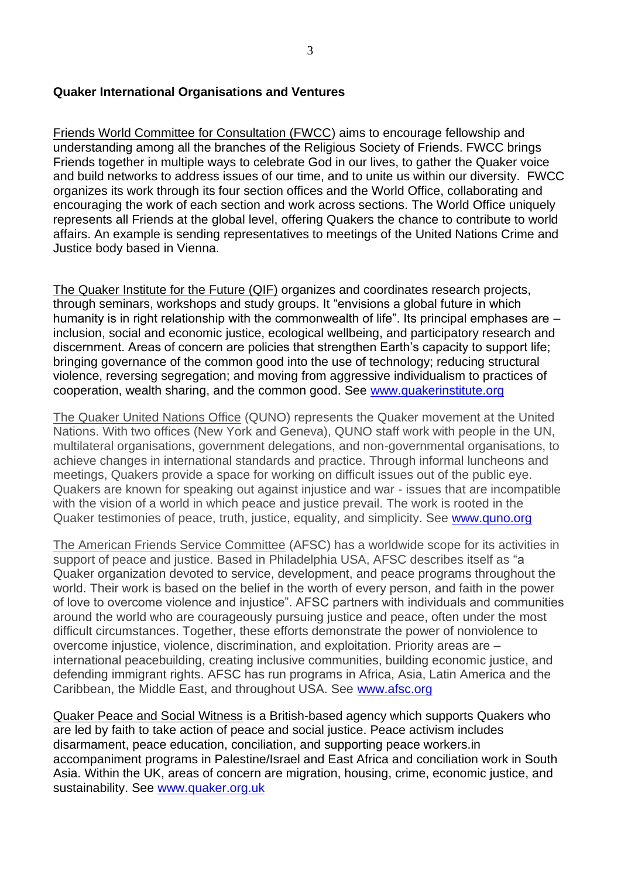**Quaker International Organisations and Ventures**

Friends World Committee for Consultation (FWCC) aims to encourage fellowship and understanding among all the branches of the Religious Society of Friends. FWCC brings Friends together in multiple ways to celebrate God in our lives, to gather the Quaker voice and build networks to address issues of our time, and to unite us within our diversity. FWCC organizes its work through its four section offices and the World Office, collaborating and encouraging the work of each section and work across sections. The World Office uniquely represents all Friends at the global level, offering Quakers the chance to contribute to world affairs. An example is sending representatives to meetings of the United Nations Crime and Justice body based in Vienna.

The Quaker Institute for the Future (QIF) organizes and coordinates research projects, through seminars, workshops and study groups. It "envisions a global future in which humanity is in right relationship with the commonwealth of life". Its principal emphases are – inclusion, social and economic justice, ecological wellbeing, and participatory research and discernment. Areas of concern are policies that strengthen Earth's capacity to support life; bringing governance of the common good into the use of technology; reducing structural violence, reversing segregation; and moving from aggressive individualism to practices of cooperation, wealth sharing, and the common good. See www.quakerinstitute.org

The Quaker United Nations Office (QUNO) represents the Quaker movement at the United Nations. With two offices (New York and Geneva), QUNO staff work with people in the UN, multilateral organisations, government delegations, and non-governmental organisations, to achieve changes in international standards and practice. Through informal luncheons and meetings, Quakers provide a space for working on difficult issues out of the public eye. Quakers are known for speaking out against injustice and war - issues that are incompatible with the vision of a world in which peace and justice prevail. The work is rooted in the Quaker testimonies of peace, truth, justice, equality, and simplicity. See www.quno.org

The American Friends Service Committee (AFSC) has a worldwide scope for its activities in support of peace and justice. Based in Philadelphia USA, AFSC describes itself as "a Quaker organization devoted to service, development, and peace programs throughout the world. Their work is based on the belief in the worth of every person, and faith in the power of love to overcome violence and injustice". AFSC partners with individuals and communities around the world who are courageously pursuing justice and peace, often under the most difficult circumstances. Together, these efforts demonstrate the power of nonviolence to overcome injustice, violence, discrimination, and exploitation. Priority areas are – international peacebuilding, creating inclusive communities, building economic justice, and defending immigrant rights. AFSC has run programs in Africa, Asia, Latin America and the Caribbean, the Middle East, and throughout USA. See www.afsc.org

Quaker Peace and Social Witness is a British-based agency which supports Quakers who are led by faith to take action of peace and social justice. Peace activism includes disarmament, peace education, conciliation, and supporting peace workers.in accompaniment programs in Palestine/Israel and East Africa and conciliation work in South Asia. Within the UK, areas of concern are migration, housing, crime, economic justice, and sustainability. See www.quaker.org.uk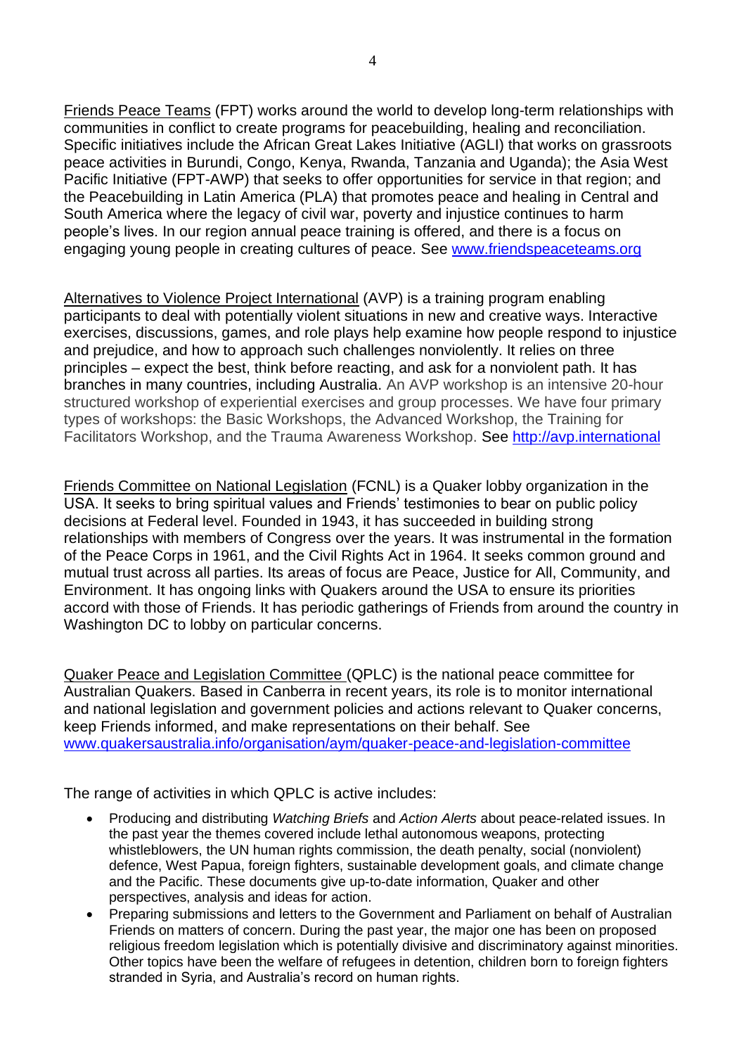Friends Peace Teams (FPT) works around the world to develop long-term relationships with communities in conflict to create programs for peacebuilding, healing and reconciliation. Specific initiatives include the African Great Lakes Initiative (AGLI) that works on grassroots peace activities in Burundi, Congo, Kenya, Rwanda, Tanzania and Uganda); the Asia West Pacific Initiative (FPT-AWP) that seeks to offer opportunities for service in that region; and the Peacebuilding in Latin America (PLA) that promotes peace and healing in Central and South America where the legacy of civil war, poverty and injustice continues to harm people's lives. In our region annual peace training is offered, and there is a focus on engaging young people in creating cultures of peace. See [www.friendspeaceteams.org](http://www.friendspeaceteams.org)

Alternatives to Violence Project International (AVP) is a training program enabling participants to deal with potentially violent situations in new and creative ways. Interactive exercises, discussions, games, and role plays help examine how people respond to injustice and prejudice, and how to approach such challenges nonviolently. It relies on three principles – expect the best, think before reacting, and ask for a nonviolent path. It has branches in many countries, including Australia. An AVP workshop is an intensive 20-hour structured workshop of experiential exercises and group processes. We have four primary types of workshops: the Basic Workshops, the Advanced Workshop, the Training for Facilitators Workshop, and the Trauma Awareness Workshop. See [http://avp.international](http://avp.international)

Friends Committee on National Legislation (FCNL) is a Quaker lobby organization in the USA. It seeks to bring spiritual values and Friends' testimonies to bear on public policy decisions at Federal level. Founded in 1943, it has succeeded in building strong relationships with members of Congress over the years. It was instrumental in the formation of the Peace Corps in 1961, and the Civil Rights Act in 1964. It seeks common ground and mutual trust across all parties. Its areas of focus are Peace, Justice for All, Community, and Environment. It has ongoing links with Quakers around the USA to ensure its priorities accord with those of Friends. It has periodic gatherings of Friends from around the country in Washington DC to lobby on particular concerns.

Quaker Peace and Legislation Committee (QPLC) is the national peace committee for Australian Quakers. Based in Canberra in recent years, its role is to monitor international and national legislation and government policies and actions relevant to Quaker concerns, keep Friends informed, and make representations on their behalf. See [www.quakersaustralia.info/organisation/aym/quaker-peace-and-legislation-committee](http://www.quakersaustralia.info/organisation/aym/quaker-peace-and-legislation-committee)

The range of activities in which QPLC is active includes:

- Producing and distributing *Watching Briefs* and *Action Alerts* about peace-related issues. In the past year the themes covered include lethal autonomous weapons, protecting whistleblowers, the UN human rights commission, the death penalty, social (nonviolent) defence, West Papua, foreign fighters, sustainable development goals, and climate change and the Pacific. These documents give up-to-date information, Quaker and other perspectives, analysis and ideas for action.
- Preparing submissions and letters to the Government and Parliament on behalf of Australian Friends on matters of concern. During the past year, the major one has been on proposed religious freedom legislation which is potentially divisive and discriminatory against minorities. Other topics have been the welfare of refugees in detention, children born to foreign fighters stranded in Syria, and Australia's record on human rights.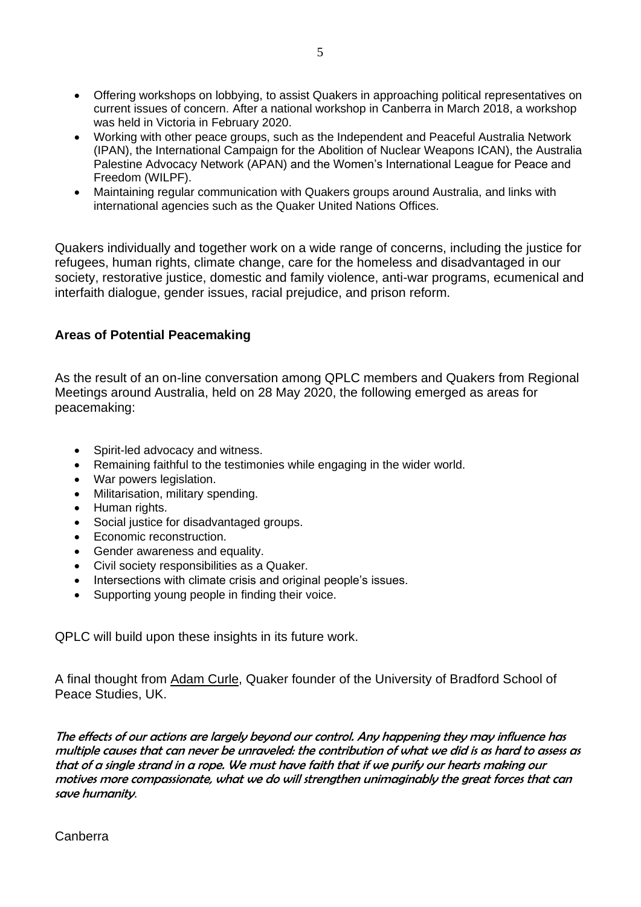- Offering workshops on lobbying, to assist Quakers in approaching political representatives on current issues of concern. After a national workshop in Canberra in March 2018, a workshop was held in Victoria in February 2020.
- Working with other peace groups, such as the Independent and Peaceful Australia Network (IPAN), the International Campaign for the Abolition of Nuclear Weapons ICAN), the Australia Palestine Advocacy Network (APAN) and the Women's International League for Peace and Freedom (WILPF).
- Maintaining regular communication with Quakers groups around Australia, and links with international agencies such as the Quaker United Nations Offices.

Quakers individually and together work on a wide range of concerns, including the justice for refugees, human rights, climate change, care for the homeless and disadvantaged in our society, restorative justice, domestic and family violence, anti-war programs, ecumenical and interfaith dialogue, gender issues, racial prejudice, and prison reform.

**Areas of Potential Peacemaking**

As the result of an on-line conversation among QPLC members and Quakers from Regional Meetings around Australia, held on 28 May 2020, the following emerged as areas for peacemaking:

- Spirit-led advocacy and witness.
- Remaining faithful to the testimonies while engaging in the wider world.
- War powers legislation.
- Militarisation, military spending.
- Human rights.
- Social justice for disadvantaged groups.
- Economic reconstruction.
- Gender awareness and equality.
- Civil society responsibilities as a Quaker.
- Intersections with climate crisis and original people's issues.
- Supporting young people in finding their voice.

QPLC will build upon these insights in its future work.

A final thought from Adam Curle, Quaker founder of the University of Bradford School of Peace Studies, UK.

*The effects of our actions are largely beyond our control. Any happening they may influence has multiple causes that can never be unraveled: the contribution of what we did is as hard to assess as that of a single strand in a rope. We must have faith that if we purify our hearts making our motives more compassionate, what we do will strengthen unimaginably the great forces that can save humanity.*

Canberra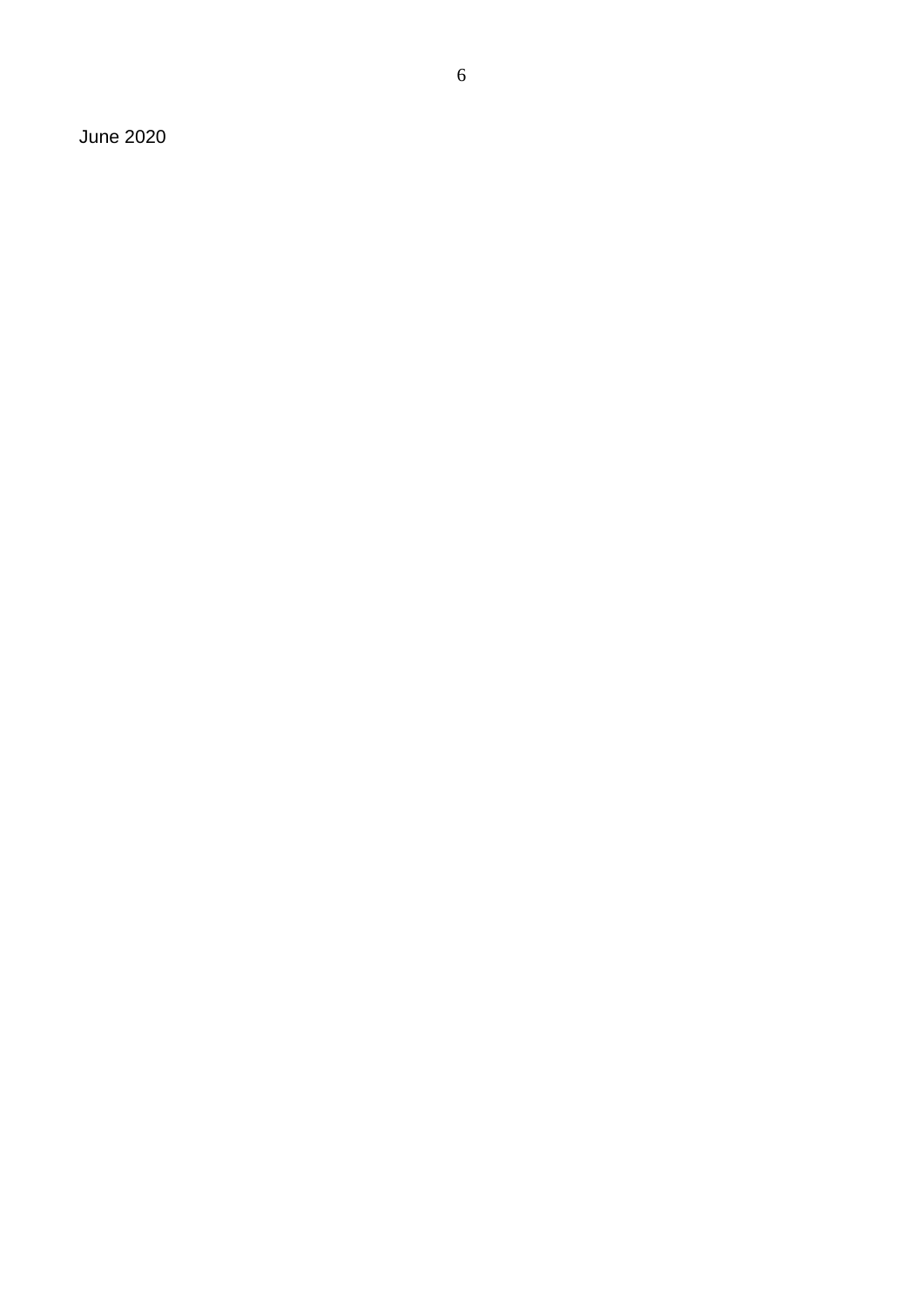June 2020